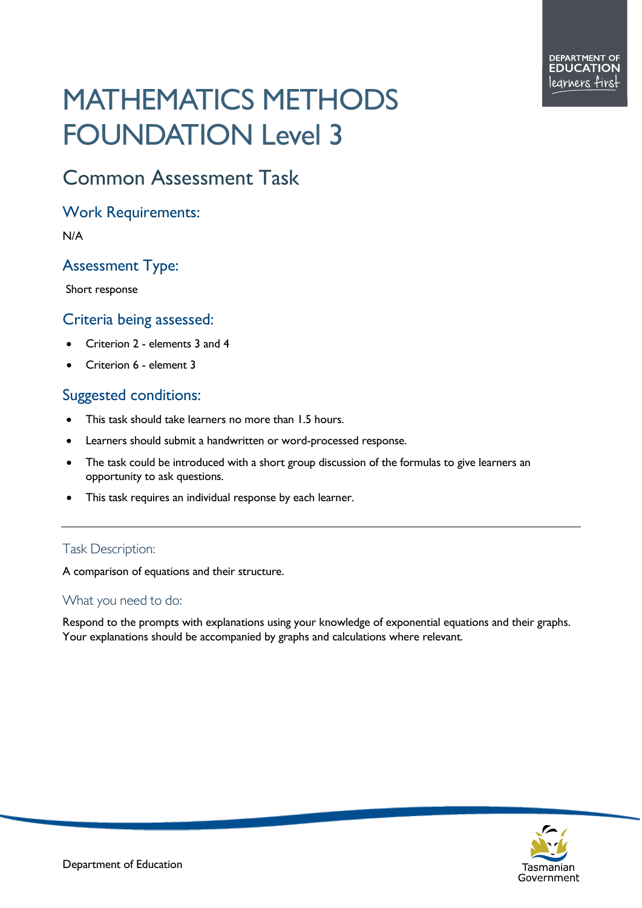# MATHEMATICS METHODS FOUNDATION Level 3

## Common Assessment Task

### Work Requirements:

N/A

### Assessment Type:

Short response

### Criteria being assessed:

- Criterion 2 - elements 3 and 4
- Criterion 6 - element 3

### Suggested conditions:

- This task should take learners no more than 1.5 hours.
- Learners should submit a handwritten or word-processed response.
- The task could be introduced with a short group discussion of the formulas to give learners an opportunity to ask questions.
- This task requires an individual response by each learner.

---

#### Task Description:

A comparison of equations and their structure.

#### What you need to do:

Respond to the prompts with explanations using your knowledge of exponential equations and their graphs. Your explanations should be accompanied by graphs and calculations where relevant.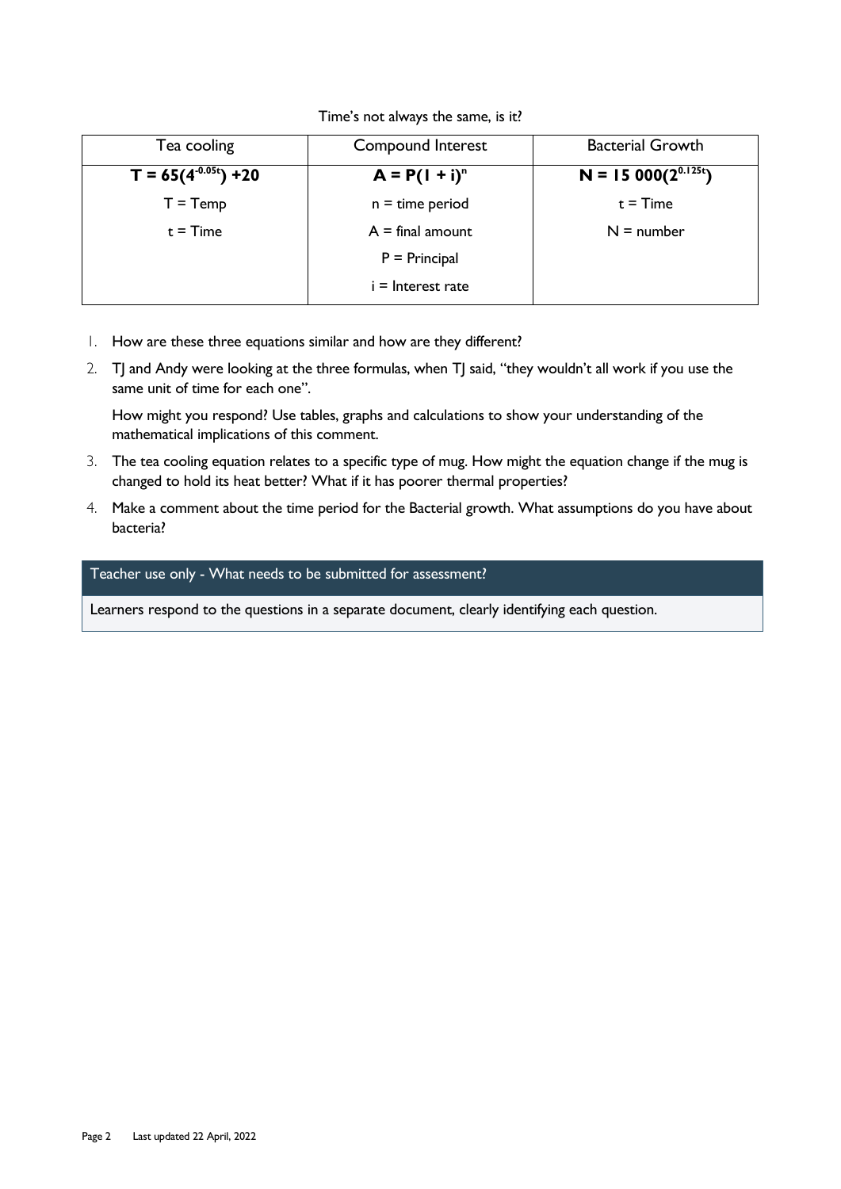Time's not always the same, is it?

| Tea cooling | Compound Interest | Bacterial Growth |
|---|---|---|
| $T = 65(4^{-0.05t}) + 20$ | $A = P(1 + i)^n$ | $N = 15\,000(2^{0.125t})$ |
| T = Temp | n = time period | t = Time |
| t = Time | A = final amount | N = number |
| | P = Principal | |
| | i = Interest rate | |

1. How are these three equations similar and how are they different?
2. TJ and Andy were looking at the three formulas, when TJ said, "they wouldn't all work if you use the same unit of time for each one".

   How might you respond? Use tables, graphs and calculations to show your understanding of the mathematical implications of this comment.
3. The tea cooling equation relates to a specific type of mug. How might the equation change if the mug is changed to hold its heat better? What if it has poorer thermal properties?
4. Make a comment about the time period for the Bacterial growth. What assumptions do you have about bacteria?

**Teacher use only - What needs to be submitted for assessment?**

Learners respond to the questions in a separate document, clearly identifying each question.